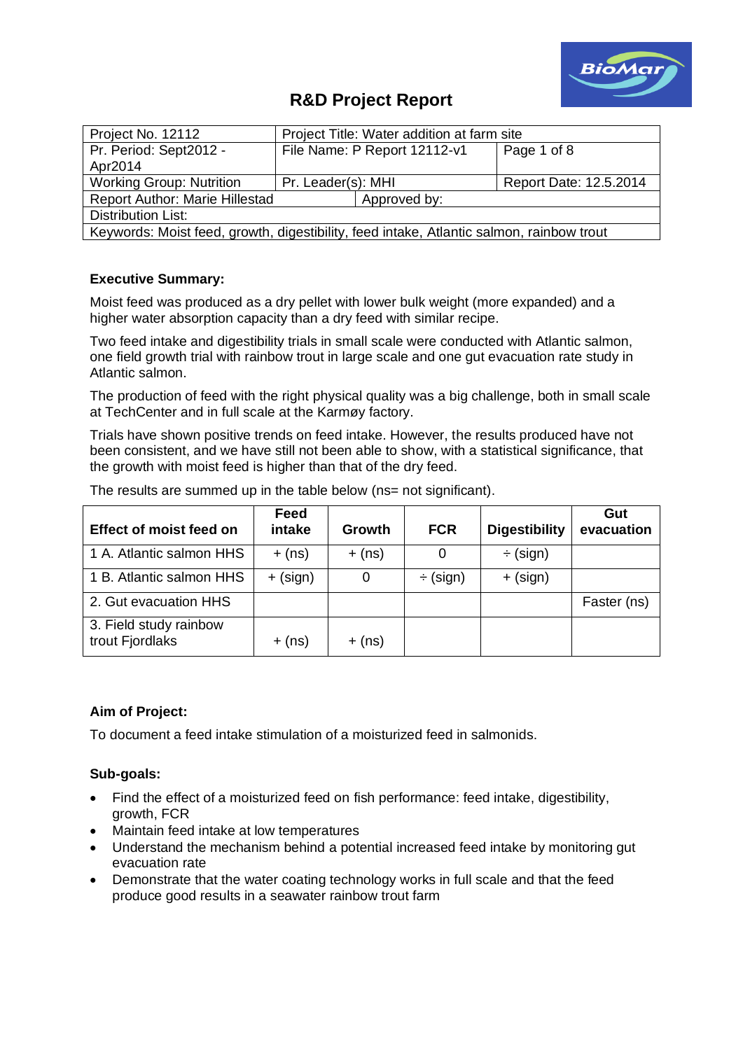# R&D Project Report

| Project No. 12112 | Project Title: Water addition at farm site | |
|---|---|---|
| Pr. Period: Sept2012 - Apr2014 | File Name: P Report 12112-v1 | Page 1 of 8 |
| Working Group: Nutrition | Pr. Leader(s): MHI | Report Date: 12.5.2014 |
| Report Author: Marie Hillestad | Approved by: | |
| Distribution List: | | |
| Keywords: Moist feed, growth, digestibility, feed intake, Atlantic salmon, rainbow trout | | |

**Executive Summary:**

Moist feed was produced as a dry pellet with lower bulk weight (more expanded) and a higher water absorption capacity than a dry feed with similar recipe.

Two feed intake and digestibility trials in small scale were conducted with Atlantic salmon, one field growth trial with rainbow trout in large scale and one gut evacuation rate study in Atlantic salmon.

The production of feed with the right physical quality was a big challenge, both in small scale at TechCenter and in full scale at the Karmøy factory.

Trials have shown positive trends on feed intake. However, the results produced have not been consistent, and we have still not been able to show, with a statistical significance, that the growth with moist feed is higher than that of the dry feed.

The results are summed up in the table below (ns= not significant).

| Effect of moist feed on | Feed intake | Growth | FCR | Digestibility | Gut evacuation |
|---|---|---|---|---|---|
| 1 A. Atlantic salmon HHS | + (ns) | + (ns) | 0 | ÷ (sign) | |
| 1 B. Atlantic salmon HHS | + (sign) | 0 | ÷ (sign) | + (sign) | |
| 2. Gut evacuation HHS | | | | | Faster (ns) |
| 3. Field study rainbow trout Fjordlaks | + (ns) | + (ns) | | | |

**Aim of Project:**

To document a feed intake stimulation of a moisturized feed in salmonids.

**Sub-goals:**

- Find the effect of a moisturized feed on fish performance: feed intake, digestibility, growth, FCR
- Maintain feed intake at low temperatures
- Understand the mechanism behind a potential increased feed intake by monitoring gut evacuation rate
- Demonstrate that the water coating technology works in full scale and that the feed produce good results in a seawater rainbow trout farm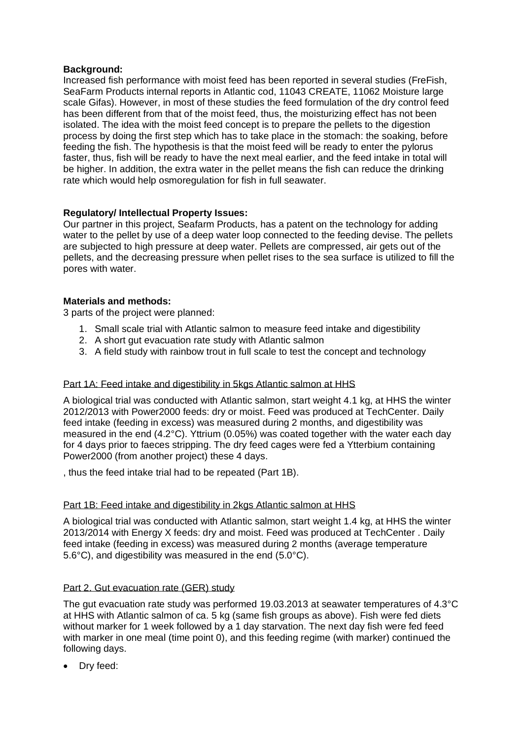**Background:**

Increased fish performance with moist feed has been reported in several studies (FreFish, SeaFarm Products internal reports in Atlantic cod, 11043 CREATE, 11062 Moisture large scale Gifas). However, in most of these studies the feed formulation of the dry control feed has been different from that of the moist feed, thus, the moisturizing effect has not been isolated. The idea with the moist feed concept is to prepare the pellets to the digestion process by doing the first step which has to take place in the stomach: the soaking, before feeding the fish. The hypothesis is that the moist feed will be ready to enter the pylorus faster, thus, fish will be ready to have the next meal earlier, and the feed intake in total will be higher. In addition, the extra water in the pellet means the fish can reduce the drinking rate which would help osmoregulation for fish in full seawater.

**Regulatory/ Intellectual Property Issues:**

Our partner in this project, Seafarm Products, has a patent on the technology for adding water to the pellet by use of a deep water loop connected to the feeding devise. The pellets are subjected to high pressure at deep water. Pellets are compressed, air gets out of the pellets, and the decreasing pressure when pellet rises to the sea surface is utilized to fill the pores with water.

**Materials and methods:**

3 parts of the project were planned:

1. Small scale trial with Atlantic salmon to measure feed intake and digestibility
2. A short gut evacuation rate study with Atlantic salmon
3. A field study with rainbow trout in full scale to test the concept and technology

<u>Part 1A: Feed intake and digestibility in 5kgs Atlantic salmon at HHS</u>

A biological trial was conducted with Atlantic salmon, start weight 4.1 kg, at HHS the winter 2012/2013 with Power2000 feeds: dry or moist. Feed was produced at TechCenter. Daily feed intake (feeding in excess) was measured during 2 months, and digestibility was measured in the end (4.2°C). Yttrium (0.05%) was coated together with the water each day for 4 days prior to faeces stripping. The dry feed cages were fed a Ytterbium containing Power2000 (from another project) these 4 days.

, thus the feed intake trial had to be repeated (Part 1B).

<u>Part 1B: Feed intake and digestibility in 2kgs Atlantic salmon at HHS</u>

A biological trial was conducted with Atlantic salmon, start weight 1.4 kg, at HHS the winter 2013/2014 with Energy X feeds: dry and moist. Feed was produced at TechCenter . Daily feed intake (feeding in excess) was measured during 2 months (average temperature 5.6°C), and digestibility was measured in the end (5.0°C).

<u>Part 2. Gut evacuation rate (GER) study</u>

The gut evacuation rate study was performed 19.03.2013 at seawater temperatures of 4.3°C at HHS with Atlantic salmon of ca. 5 kg (same fish groups as above). Fish were fed diets without marker for 1 week followed by a 1 day starvation. The next day fish were fed feed with marker in one meal (time point 0), and this feeding regime (with marker) continued the following days.

- Dry feed: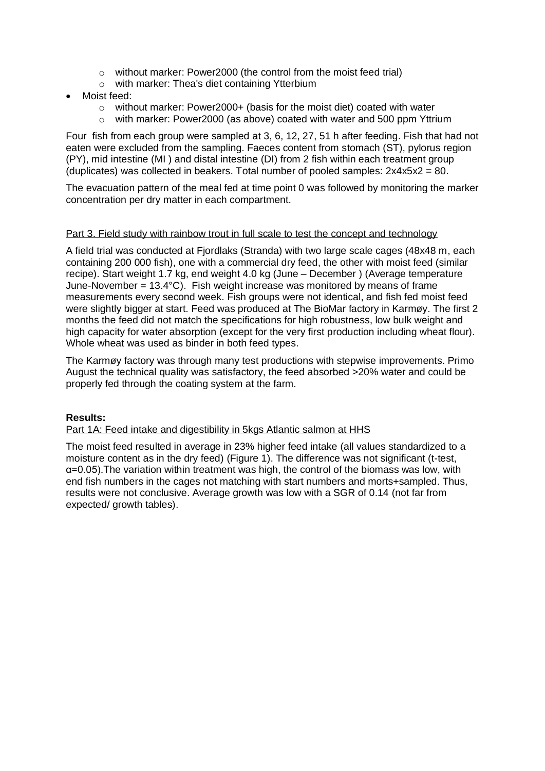- without marker: Power2000 (the control from the moist feed trial)
  - with marker: Thea's diet containing Ytterbium
- Moist feed:
  - without marker: Power2000+ (basis for the moist diet) coated with water
  - with marker: Power2000 (as above) coated with water and 500 ppm Yttrium

Four fish from each group were sampled at 3, 6, 12, 27, 51 h after feeding. Fish that had not eaten were excluded from the sampling. Faeces content from stomach (ST), pylorus region (PY), mid intestine (MI ) and distal intestine (DI) from 2 fish within each treatment group (duplicates) was collected in beakers. Total number of pooled samples: 2x4x5x2 = 80.

The evacuation pattern of the meal fed at time point 0 was followed by monitoring the marker concentration per dry matter in each compartment.

Part 3. Field study with rainbow trout in full scale to test the concept and technology

A field trial was conducted at Fjordlaks (Stranda) with two large scale cages (48x48 m, each containing 200 000 fish), one with a commercial dry feed, the other with moist feed (similar recipe). Start weight 1.7 kg, end weight 4.0 kg (June – December ) (Average temperature June-November = 13.4°C). Fish weight increase was monitored by means of frame measurements every second week. Fish groups were not identical, and fish fed moist feed were slightly bigger at start. Feed was produced at The BioMar factory in Karmøy. The first 2 months the feed did not match the specifications for high robustness, low bulk weight and high capacity for water absorption (except for the very first production including wheat flour). Whole wheat was used as binder in both feed types.

The Karmøy factory was through many test productions with stepwise improvements. Primo August the technical quality was satisfactory, the feed absorbed >20% water and could be properly fed through the coating system at the farm.

**Results:**

Part 1A: Feed intake and digestibility in 5kgs Atlantic salmon at HHS

The moist feed resulted in average in 23% higher feed intake (all values standardized to a moisture content as in the dry feed) (Figure 1). The difference was not significant (t-test, $\alpha=0.05$).The variation within treatment was high, the control of the biomass was low, with end fish numbers in the cages not matching with start numbers and morts+sampled. Thus, results were not conclusive. Average growth was low with a SGR of 0.14 (not far from expected/ growth tables).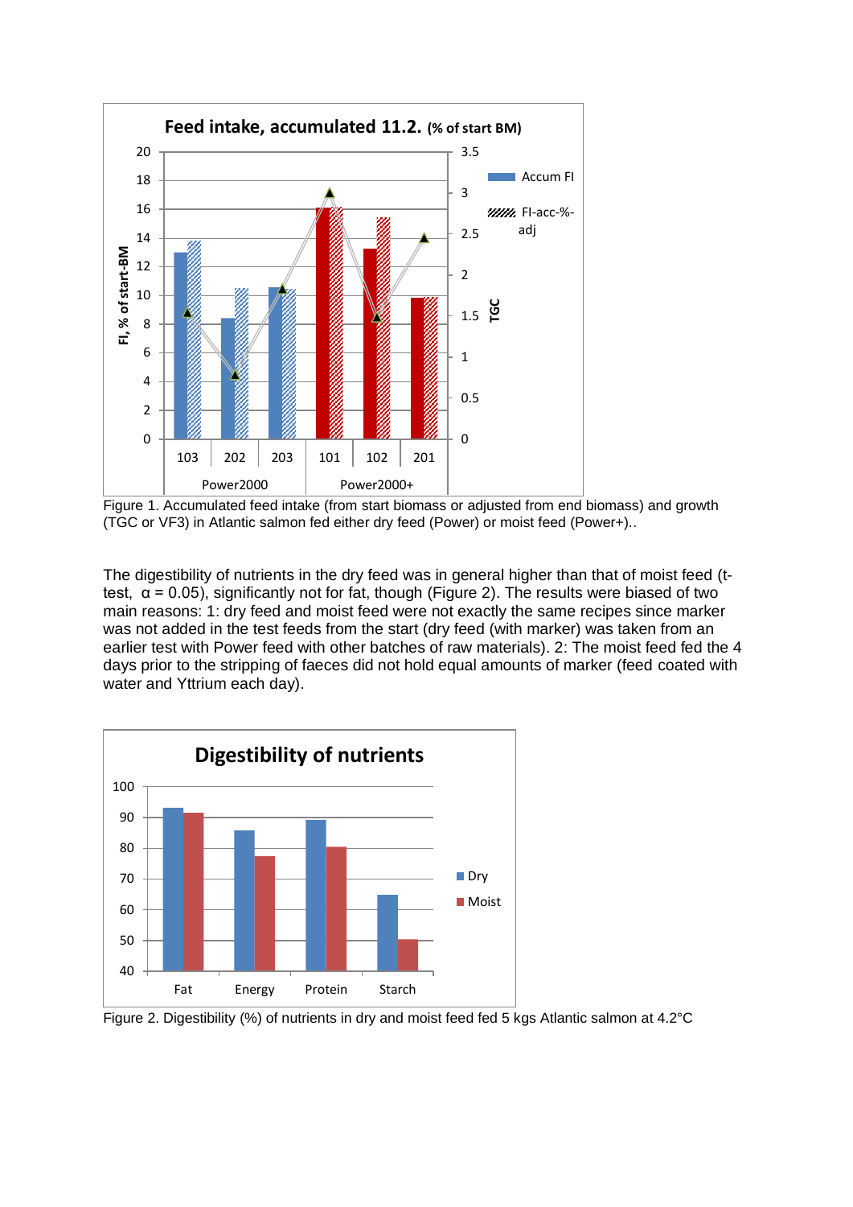Figure 1. Accumulated feed intake (from start biomass or adjusted from end biomass) and growth (TGC or VF3) in Atlantic salmon fed either dry feed (Power) or moist feed (Power+)..

The digestibility of nutrients in the dry feed was in general higher than that of moist feed (t-test, $\alpha = 0.05$), significantly not for fat, though (Figure 2). The results were biased of two main reasons: 1: dry feed and moist feed were not exactly the same recipes since marker was not added in the test feeds from the start (dry feed (with marker) was taken from an earlier test with Power feed with other batches of raw materials). 2: The moist feed fed the 4 days prior to the stripping of faeces did not hold equal amounts of marker (feed coated with water and Yttrium each day).

Figure 2. Digestibility (%) of nutrients in dry and moist feed fed 5 kgs Atlantic salmon at 4.2°C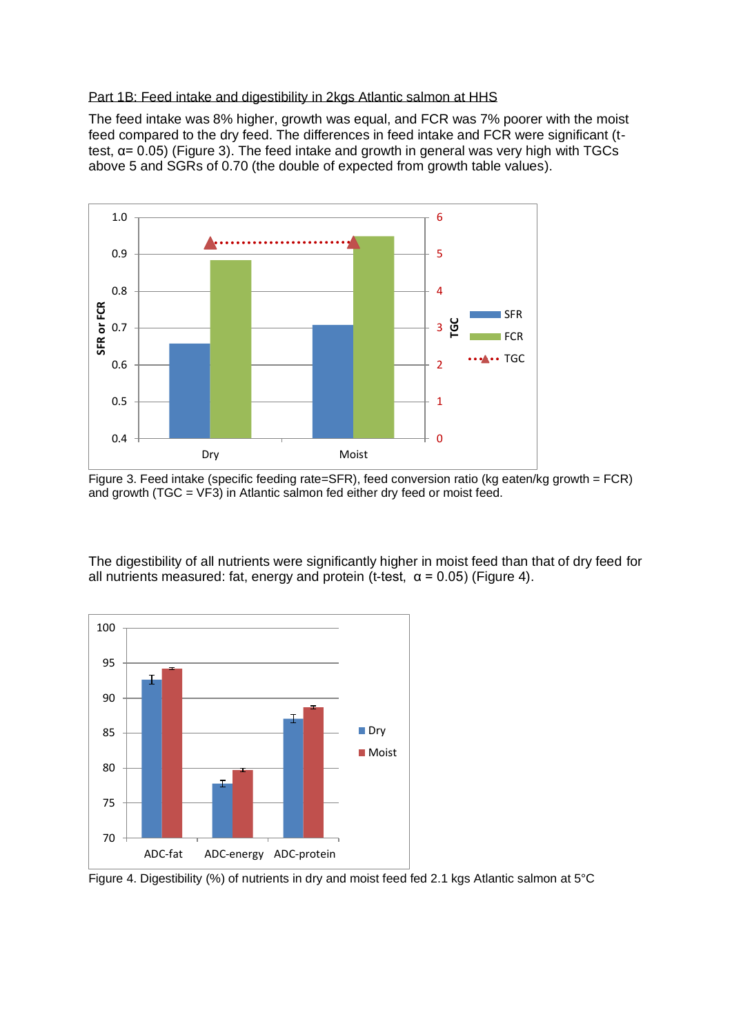Part 1B: Feed intake and digestibility in 2kgs Atlantic salmon at HHS

The feed intake was 8% higher, growth was equal, and FCR was 7% poorer with the moist feed compared to the dry feed. The differences in feed intake and FCR were significant (t-test, α= 0.05) (Figure 3). The feed intake and growth in general was very high with TGCs above 5 and SGRs of 0.70 (the double of expected from growth table values).

Figure 3. Feed intake (specific feeding rate=SFR), feed conversion ratio (kg eaten/kg growth = FCR) and growth (TGC = VF3) in Atlantic salmon fed either dry feed or moist feed.

The digestibility of all nutrients were significantly higher in moist feed than that of dry feed for all nutrients measured: fat, energy and protein (t-test, α = 0.05) (Figure 4).

Figure 4. Digestibility (%) of nutrients in dry and moist feed fed 2.1 kgs Atlantic salmon at 5°C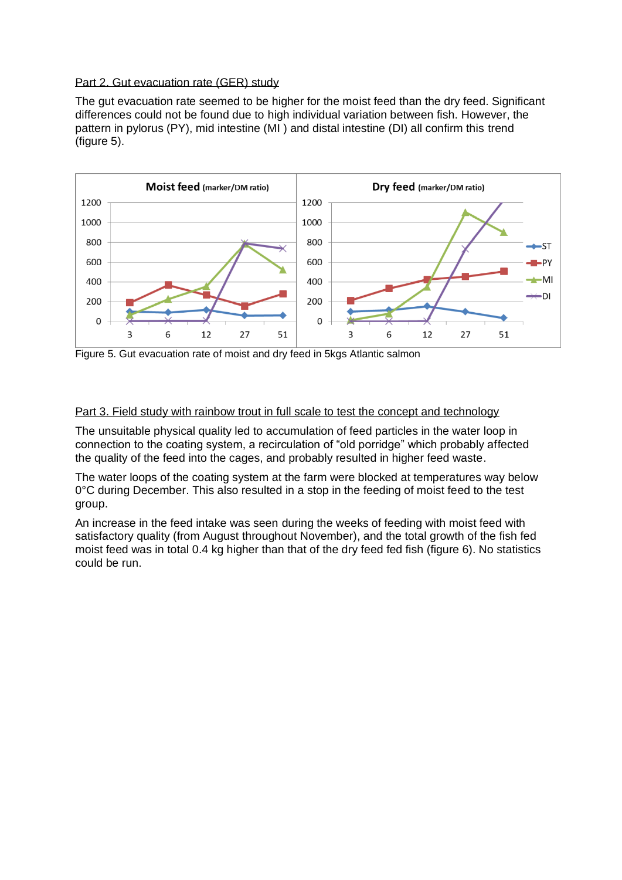Part 2. Gut evacuation rate (GER) study

The gut evacuation rate seemed to be higher for the moist feed than the dry feed. Significant differences could not be found due to high individual variation between fish. However, the pattern in pylorus (PY), mid intestine (MI ) and distal intestine (DI) all confirm this trend (figure 5).

Figure 5. Gut evacuation rate of moist and dry feed in 5kgs Atlantic salmon

Part 3. Field study with rainbow trout in full scale to test the concept and technology

The unsuitable physical quality led to accumulation of feed particles in the water loop in connection to the coating system, a recirculation of "old porridge" which probably affected the quality of the feed into the cages, and probably resulted in higher feed waste.

The water loops of the coating system at the farm were blocked at temperatures way below 0°C during December. This also resulted in a stop in the feeding of moist feed to the test group.

An increase in the feed intake was seen during the weeks of feeding with moist feed with satisfactory quality (from August throughout November), and the total growth of the fish fed moist feed was in total 0.4 kg higher than that of the dry feed fed fish (figure 6). No statistics could be run.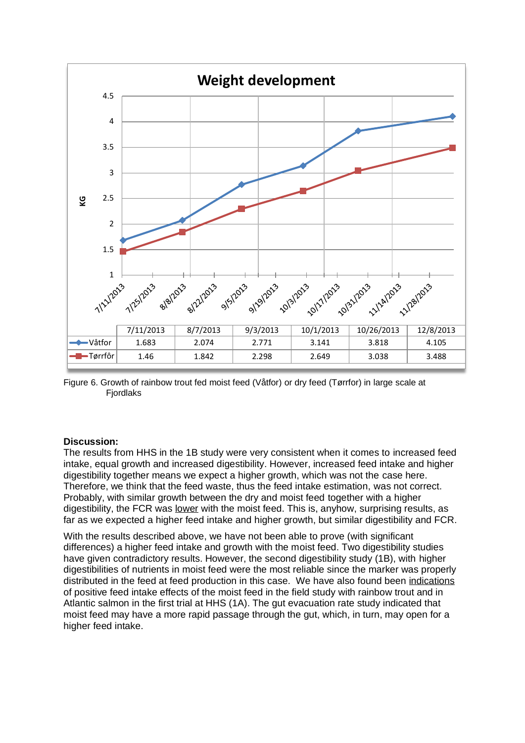**Weight development**

| | 7/11/2013 | 8/7/2013 | 9/3/2013 | 10/1/2013 | 10/26/2013 | 12/8/2013 |
|---|---|---|---|---|---|---|
| Våtfor | 1.683 | 2.074 | 2.771 | 3.141 | 3.818 | 4.105 |
| Tørrfôr | 1.46 | 1.842 | 2.298 | 2.649 | 3.038 | 3.488 |

Figure 6. Growth of rainbow trout fed moist feed (Våtfor) or dry feed (Tørrfor) in large scale at Fjordlaks

**Discussion:**

The results from HHS in the 1B study were very consistent when it comes to increased feed intake, equal growth and increased digestibility. However, increased feed intake and higher digestibility together means we expect a higher growth, which was not the case here. Therefore, we think that the feed waste, thus the feed intake estimation, was not correct. Probably, with similar growth between the dry and moist feed together with a higher digestibility, the FCR was lower with the moist feed. This is, anyhow, surprising results, as far as we expected a higher feed intake and higher growth, but similar digestibility and FCR.

With the results described above, we have not been able to prove (with significant differences) a higher feed intake and growth with the moist feed. Two digestibility studies have given contradictory results. However, the second digestibility study (1B), with higher digestibilities of nutrients in moist feed were the most reliable since the marker was properly distributed in the feed at feed production in this case. We have also found been indications of positive feed intake effects of the moist feed in the field study with rainbow trout and in Atlantic salmon in the first trial at HHS (1A). The gut evacuation rate study indicated that moist feed may have a more rapid passage through the gut, which, in turn, may open for a higher feed intake.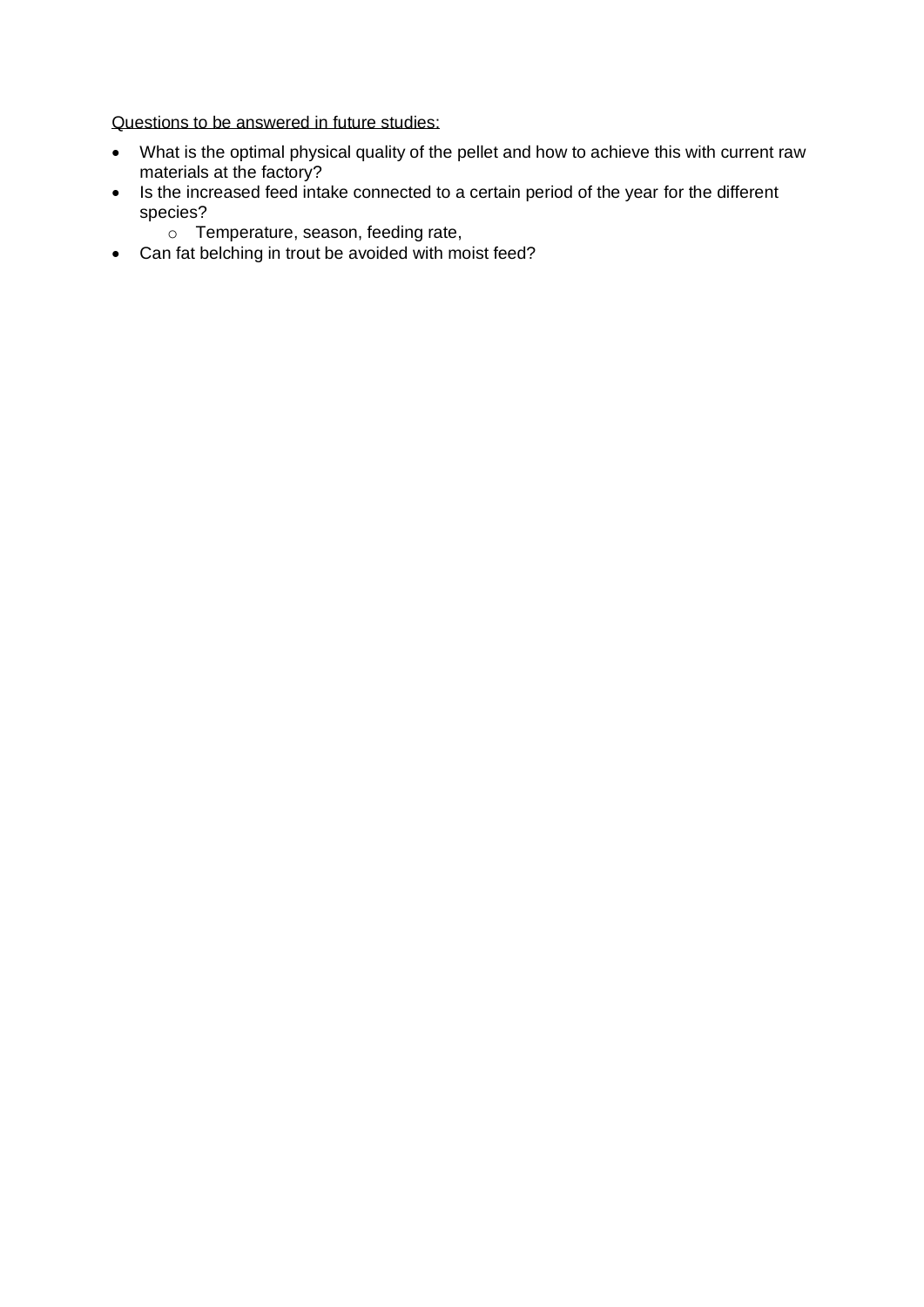<u>Questions to be answered in future studies:</u>

- What is the optimal physical quality of the pellet and how to achieve this with current raw materials at the factory?
- Is the increased feed intake connected to a certain period of the year for the different species?
    - Temperature, season, feeding rate,
- Can fat belching in trout be avoided with moist feed?